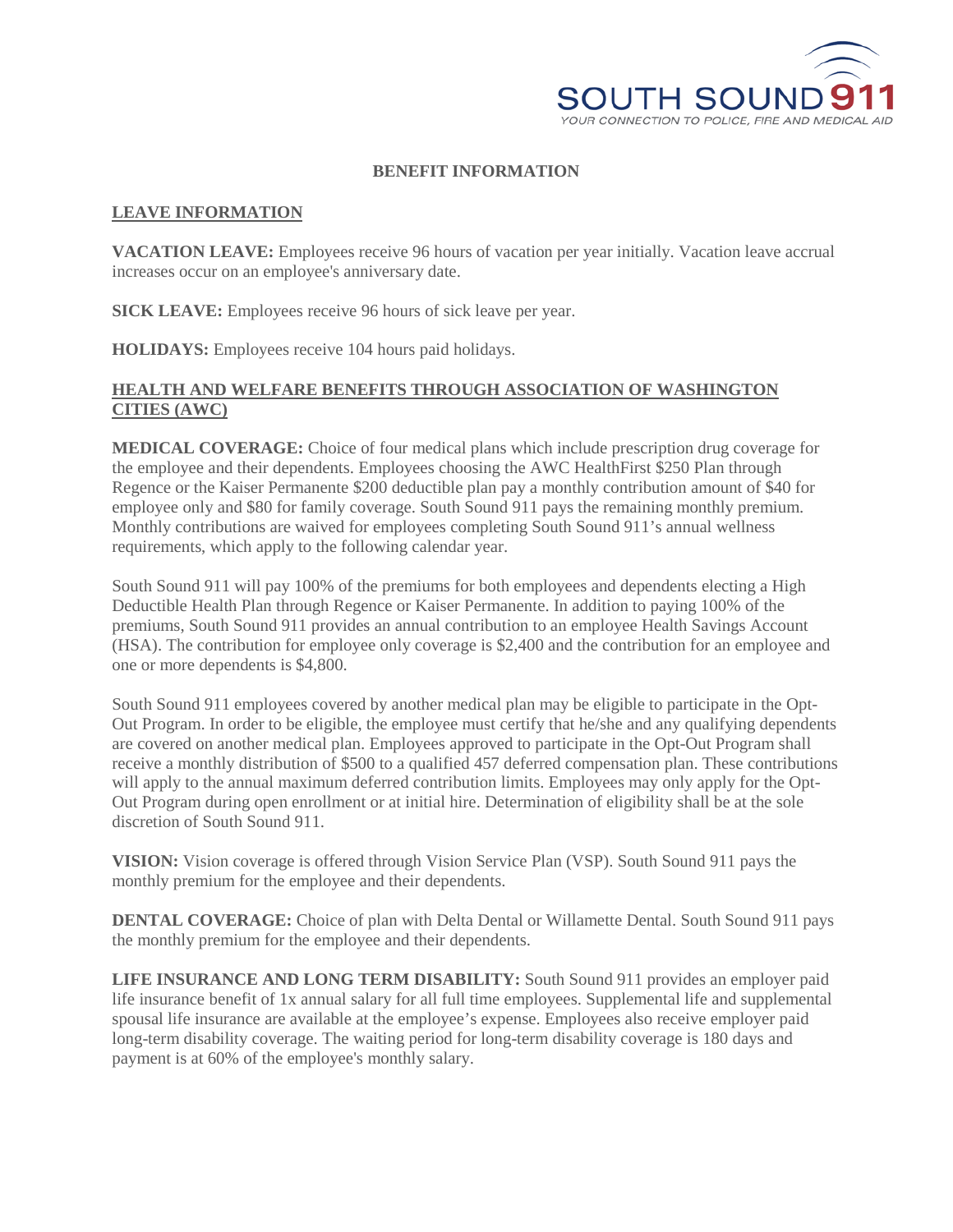SOUTH SOUND 911
YOUR CONNECTION TO POLICE, FIRE AND MEDICAL AID

# BENEFIT INFORMATION

## LEAVE INFORMATION

**VACATION LEAVE:** Employees receive 96 hours of vacation per year initially. Vacation leave accrual increases occur on an employee's anniversary date.

**SICK LEAVE:** Employees receive 96 hours of sick leave per year.

**HOLIDAYS:** Employees receive 104 hours paid holidays.

## HEALTH AND WELFARE BENEFITS THROUGH ASSOCIATION OF WASHINGTON CITIES (AWC)

**MEDICAL COVERAGE:** Choice of four medical plans which include prescription drug coverage for the employee and their dependents. Employees choosing the AWC HealthFirst $250 Plan through Regence or the Kaiser Permanente $200 deductible plan pay a monthly contribution amount of $40 for employee only and $80 for family coverage. South Sound 911 pays the remaining monthly premium. Monthly contributions are waived for employees completing South Sound 911's annual wellness requirements, which apply to the following calendar year.

South Sound 911 will pay 100% of the premiums for both employees and dependents electing a High Deductible Health Plan through Regence or Kaiser Permanente. In addition to paying 100% of the premiums, South Sound 911 provides an annual contribution to an employee Health Savings Account (HSA). The contribution for employee only coverage is $2,400 and the contribution for an employee and one or more dependents is $4,800.

South Sound 911 employees covered by another medical plan may be eligible to participate in the Opt-Out Program. In order to be eligible, the employee must certify that he/she and any qualifying dependents are covered on another medical plan. Employees approved to participate in the Opt-Out Program shall receive a monthly distribution of $500 to a qualified 457 deferred compensation plan. These contributions will apply to the annual maximum deferred contribution limits. Employees may only apply for the Opt-Out Program during open enrollment or at initial hire. Determination of eligibility shall be at the sole discretion of South Sound 911.

**VISION:** Vision coverage is offered through Vision Service Plan (VSP). South Sound 911 pays the monthly premium for the employee and their dependents.

**DENTAL COVERAGE:** Choice of plan with Delta Dental or Willamette Dental. South Sound 911 pays the monthly premium for the employee and their dependents.

**LIFE INSURANCE AND LONG TERM DISABILITY:** South Sound 911 provides an employer paid life insurance benefit of 1x annual salary for all full time employees. Supplemental life and supplemental spousal life insurance are available at the employee's expense. Employees also receive employer paid long-term disability coverage. The waiting period for long-term disability coverage is 180 days and payment is at 60% of the employee's monthly salary.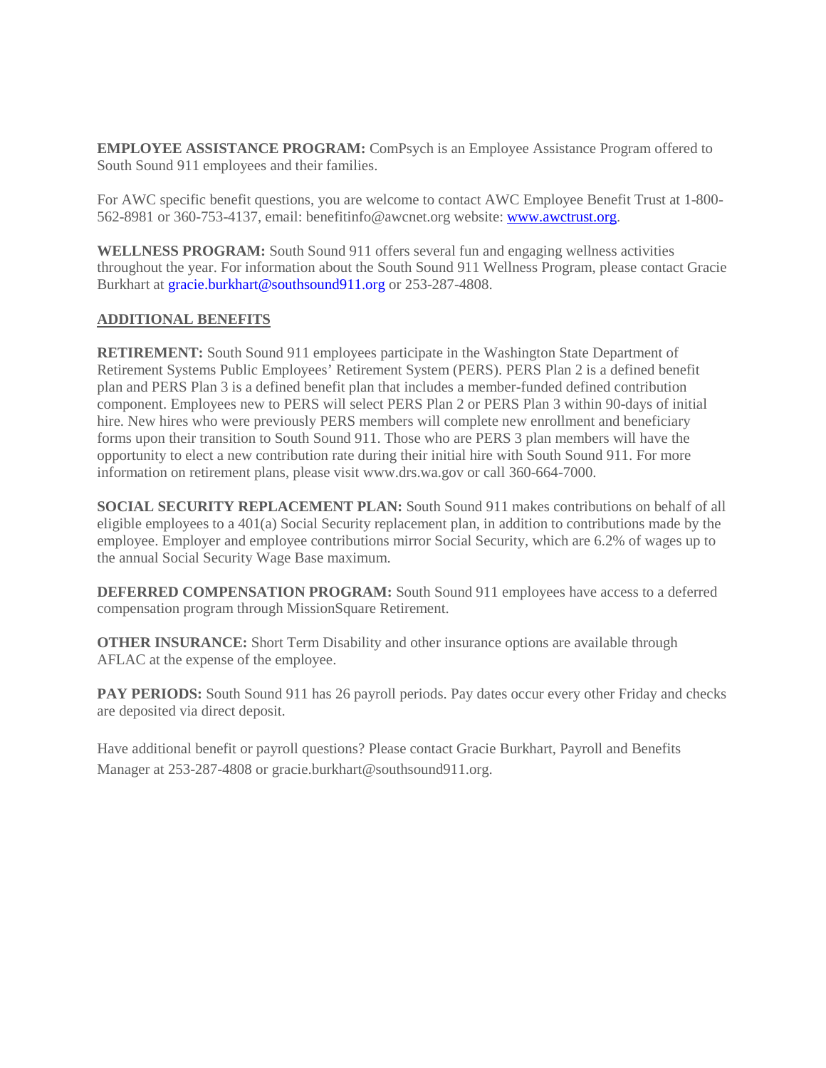**EMPLOYEE ASSISTANCE PROGRAM:** ComPsych is an Employee Assistance Program offered to South Sound 911 employees and their families.

For AWC specific benefit questions, you are welcome to contact AWC Employee Benefit Trust at 1-800-562-8981 or 360-753-4137, email: benefitinfo@awcnet.org website: [www.awctrust.org](www.awctrust.org).

**WELLNESS PROGRAM:** South Sound 911 offers several fun and engaging wellness activities throughout the year. For information about the South Sound 911 Wellness Program, please contact Gracie Burkhart at gracie.burkhart@southsound911.org or 253-287-4808.

## ADDITIONAL BENEFITS

**RETIREMENT:** South Sound 911 employees participate in the Washington State Department of Retirement Systems Public Employees' Retirement System (PERS). PERS Plan 2 is a defined benefit plan and PERS Plan 3 is a defined benefit plan that includes a member-funded defined contribution component. Employees new to PERS will select PERS Plan 2 or PERS Plan 3 within 90-days of initial hire. New hires who were previously PERS members will complete new enrollment and beneficiary forms upon their transition to South Sound 911. Those who are PERS 3 plan members will have the opportunity to elect a new contribution rate during their initial hire with South Sound 911. For more information on retirement plans, please visit www.drs.wa.gov or call 360-664-7000.

**SOCIAL SECURITY REPLACEMENT PLAN:** South Sound 911 makes contributions on behalf of all eligible employees to a 401(a) Social Security replacement plan, in addition to contributions made by the employee. Employer and employee contributions mirror Social Security, which are 6.2% of wages up to the annual Social Security Wage Base maximum.

**DEFERRED COMPENSATION PROGRAM:** South Sound 911 employees have access to a deferred compensation program through MissionSquare Retirement.

**OTHER INSURANCE:** Short Term Disability and other insurance options are available through AFLAC at the expense of the employee.

**PAY PERIODS:** South Sound 911 has 26 payroll periods. Pay dates occur every other Friday and checks are deposited via direct deposit.

Have additional benefit or payroll questions? Please contact Gracie Burkhart, Payroll and Benefits Manager at 253-287-4808 or gracie.burkhart@southsound911.org.